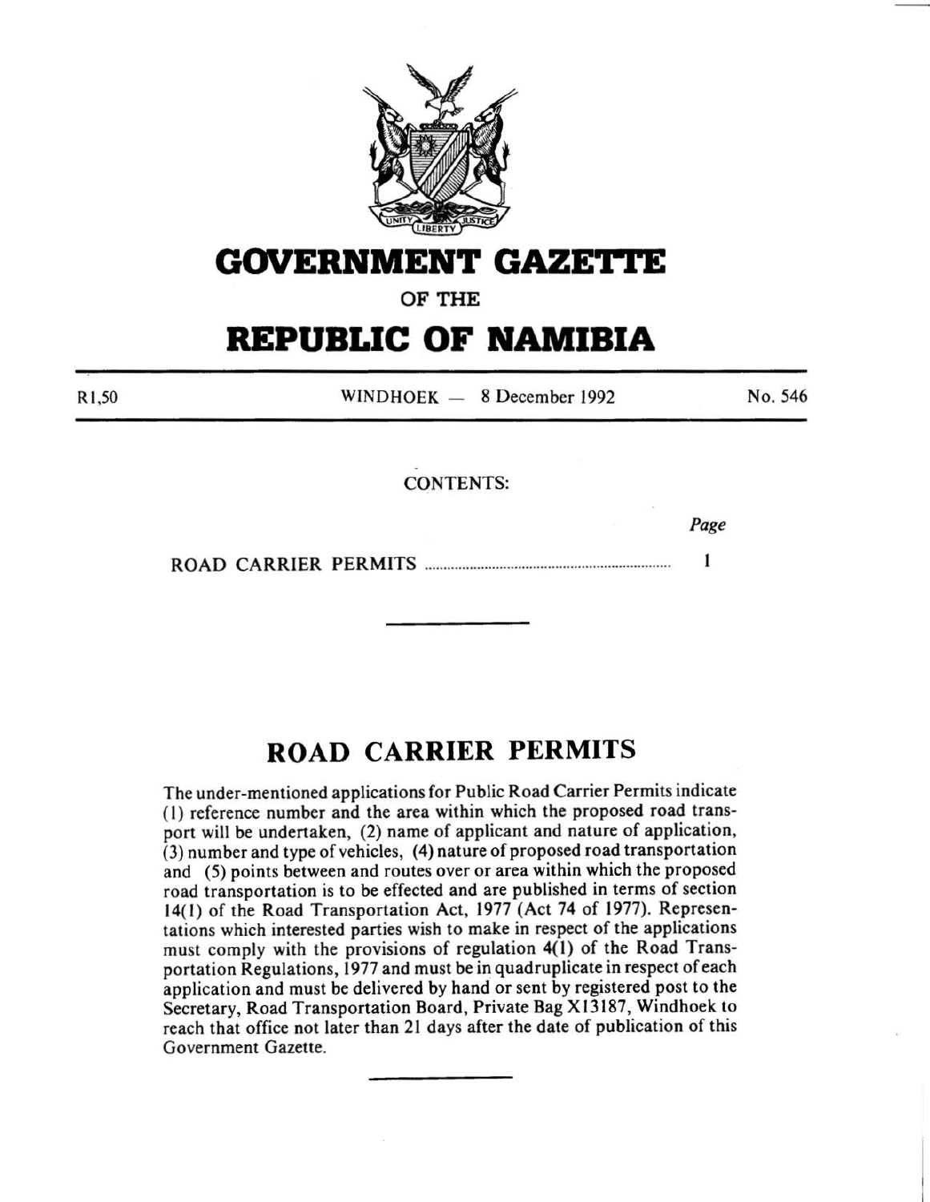# GOVERNMENT GAZETTE

OF THE

# REPUBLIC OF NAMIBIA

R1,50 WINDHOEK — 8 December 1992 No. 546

CONTENTS:

| | Page |
|---|---|
| ROAD CARRIER PERMITS | 1 |

---

## ROAD CARRIER PERMITS

The under-mentioned applications for Public Road Carrier Permits indicate (1) reference number and the area within which the proposed road transport will be undertaken, (2) name of applicant and nature of application, (3) number and type of vehicles, (4) nature of proposed road transportation and (5) points between and routes over or area within which the proposed road transportation is to be effected and are published in terms of section 14(1) of the Road Transportation Act, 1977 (Act 74 of 1977). Representations which interested parties wish to make in respect of the applications must comply with the provisions of regulation 4(1) of the Road Transportation Regulations, 1977 and must be in quadruplicate in respect of each application and must be delivered by hand or sent by registered post to the Secretary, Road Transportation Board, Private Bag X13187, Windhoek to reach that office not later than 21 days after the date of publication of this Government Gazette.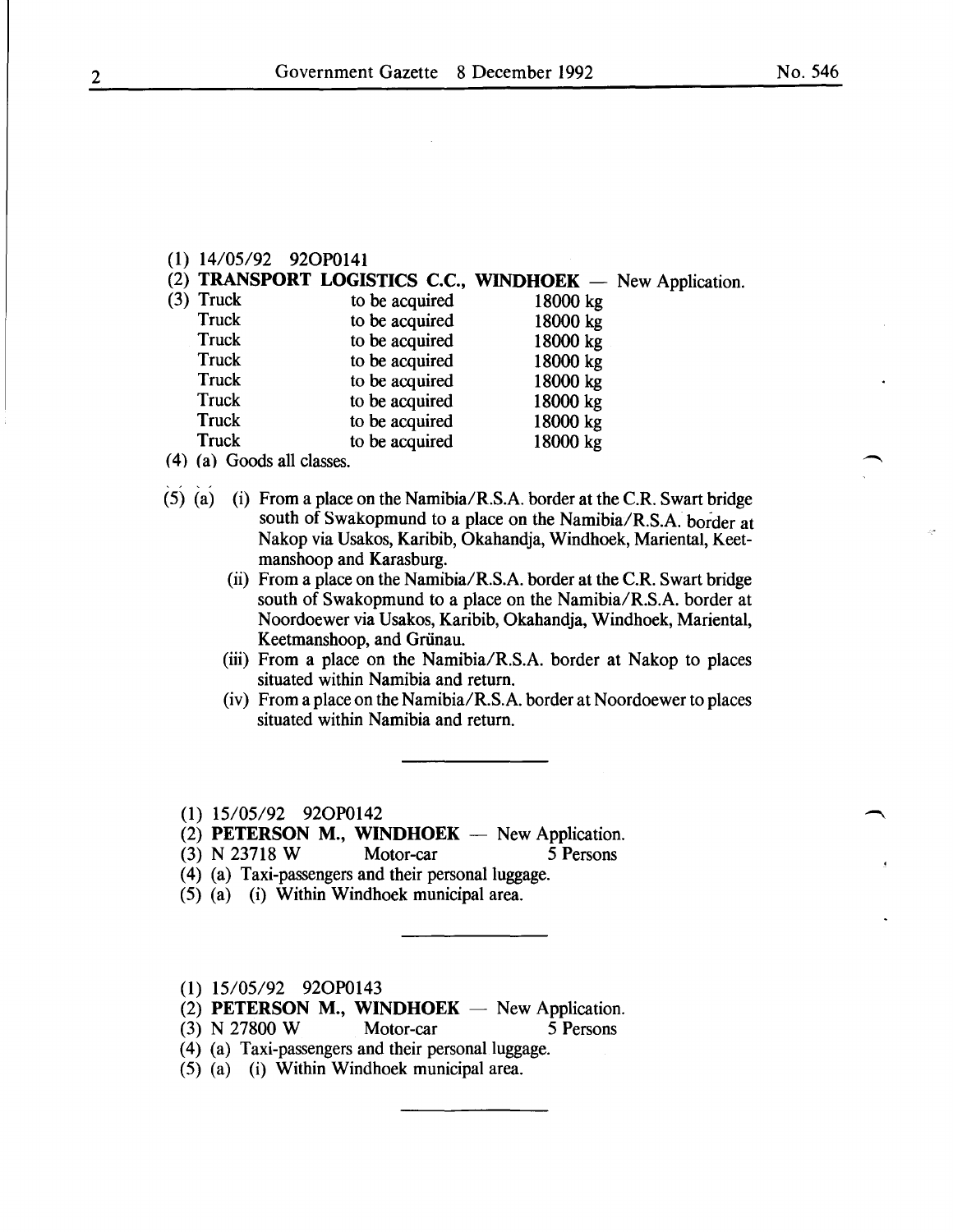(1) 14/05/92 92OP0141

(2) **TRANSPORT LOGISTICS C.C., WINDHOEK** — New Application.

(3)

| | | |
|---|---|---|
| Truck | to be acquired | 18000 kg |
| Truck | to be acquired | 18000 kg |
| Truck | to be acquired | 18000 kg |
| Truck | to be acquired | 18000 kg |
| Truck | to be acquired | 18000 kg |
| Truck | to be acquired | 18000 kg |
| Truck | to be acquired | 18000 kg |
| Truck | to be acquired | 18000 kg |

(4) (a) Goods all classes.

(5) (a) (i) From a place on the Namibia/R.S.A. border at the C.R. Swart bridge south of Swakopmund to a place on the Namibia/R.S.A. border at Nakop via Usakos, Karibib, Okahandja, Windhoek, Mariental, Keetmanshoop and Karasburg.

(ii) From a place on the Namibia/R.S.A. border at the C.R. Swart bridge south of Swakopmund to a place on the Namibia/R.S.A. border at Noordoewer via Usakos, Karibib, Okahandja, Windhoek, Mariental, Keetmanshoop, and Grünau.

(iii) From a place on the Namibia/R.S.A. border at Nakop to places situated within Namibia and return.

(iv) From a place on the Namibia/R.S.A. border at Noordoewer to places situated within Namibia and return.

---

(1) 15/05/92 92OP0142

(2) **PETERSON M., WINDHOEK** — New Application.

(3) N 23718 W Motor-car 5 Persons

(4) (a) Taxi-passengers and their personal luggage.

(5) (a) (i) Within Windhoek municipal area.

---

(1) 15/05/92 92OP0143

(2) **PETERSON M., WINDHOEK** — New Application.

(3) N 27800 W Motor-car 5 Persons

(4) (a) Taxi-passengers and their personal luggage.

(5) (a) (i) Within Windhoek municipal area.

---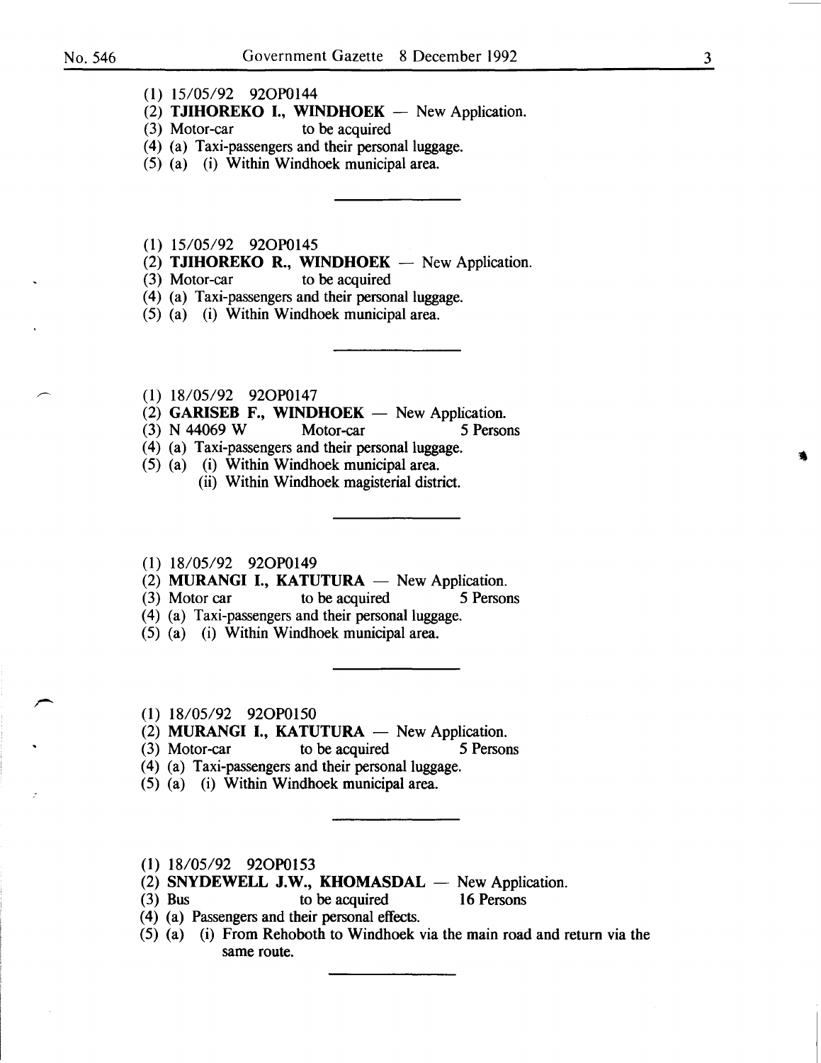(1) 15/05/92 92OP0144

(2) **TJIHOREKO I., WINDHOEK** — New Application.

(3) Motor-car to be acquired

(4) (a) Taxi-passengers and their personal luggage.

(5) (a) (i) Within Windhoek municipal area.

---

(1) 15/05/92 92OP0145

(2) **TJIHOREKO R., WINDHOEK** — New Application.

(3) Motor-car to be acquired

(4) (a) Taxi-passengers and their personal luggage.

(5) (a) (i) Within Windhoek municipal area.

---

(1) 18/05/92 92OP0147

(2) **GARISEB F., WINDHOEK** — New Application.

(3) N 44069 W Motor-car 5 Persons

(4) (a) Taxi-passengers and their personal luggage.

(5) (a) (i) Within Windhoek municipal area.

(ii) Within Windhoek magisterial district.

---

(1) 18/05/92 92OP0149

(2) **MURANGI I., KATUTURA** — New Application.

(3) Motor car to be acquired 5 Persons

(4) (a) Taxi-passengers and their personal luggage.

(5) (a) (i) Within Windhoek municipal area.

---

(1) 18/05/92 92OP0150

(2) **MURANGI I., KATUTURA** — New Application.

(3) Motor-car to be acquired 5 Persons

(4) (a) Taxi-passengers and their personal luggage.

(5) (a) (i) Within Windhoek municipal area.

---

(1) 18/05/92 92OP0153

(2) **SNYDEWELL J.W., KHOMASDAL** — New Application.

(3) Bus to be acquired 16 Persons

(4) (a) Passengers and their personal effects.

(5) (a) (i) From Rehoboth to Windhoek via the main road and return via the same route.

---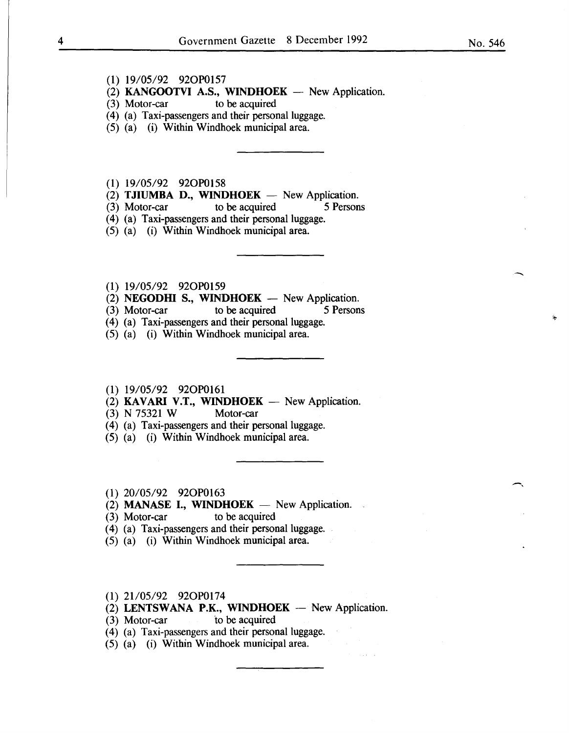(1) 19/05/92 92OP0157

(2) **KANGOOTVI A.S., WINDHOEK** — New Application.

(3) Motor-car to be acquired

(4) (a) Taxi-passengers and their personal luggage.

(5) (a) (i) Within Windhoek municipal area.

---

(1) 19/05/92 92OP0158

(2) **TJIUMBA D., WINDHOEK** — New Application.

(3) Motor-car to be acquired 5 Persons

(4) (a) Taxi-passengers and their personal luggage.

(5) (a) (i) Within Windhoek municipal area.

---

(1) 19/05/92 92OP0159

(2) **NEGODHI S., WINDHOEK** — New Application.

(3) Motor-car to be acquired 5 Persons

(4) (a) Taxi-passengers and their personal luggage.

(5) (a) (i) Within Windhoek municipal area.

---

(1) 19/05/92 92OP0161

(2) **KAVARI V.T., WINDHOEK** — New Application.

(3) N 75321 W Motor-car

(4) (a) Taxi-passengers and their personal luggage.

(5) (a) (i) Within Windhoek municipal area.

---

(1) 20/05/92 92OP0163

(2) **MANASE I., WINDHOEK** — New Application.

(3) Motor-car to be acquired

(4) (a) Taxi-passengers and their personal luggage.

(5) (a) (i) Within Windhoek municipal area.

---

(1) 21/05/92 92OP0174

(2) **LENTSWANA P.K., WINDHOEK** — New Application.

(3) Motor-car to be acquired

(4) (a) Taxi-passengers and their personal luggage.

(5) (a) (i) Within Windhoek municipal area.

---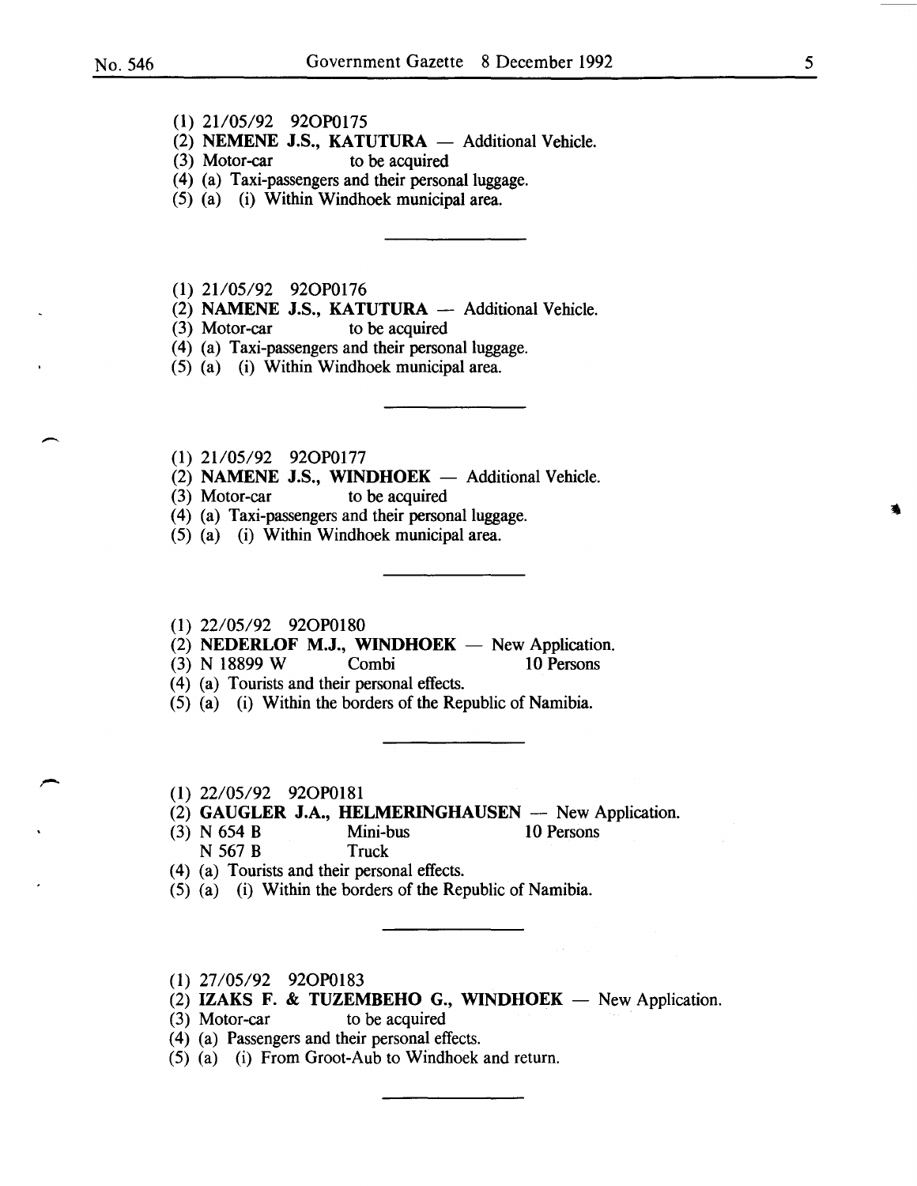(1) 21/05/92 92OP0175

(2) **NEMENE J.S., KATUTURA** — Additional Vehicle.

(3) Motor-car to be acquired

(4) (a) Taxi-passengers and their personal luggage.

(5) (a) (i) Within Windhoek municipal area.

---

(1) 21/05/92 92OP0176

(2) **NAMENE J.S., KATUTURA** — Additional Vehicle.

(3) Motor-car to be acquired

(4) (a) Taxi-passengers and their personal luggage.

(5) (a) (i) Within Windhoek municipal area.

---

(1) 21/05/92 92OP0177

(2) **NAMENE J.S., WINDHOEK** — Additional Vehicle.

(3) Motor-car to be acquired

(4) (a) Taxi-passengers and their personal luggage.

(5) (a) (i) Within Windhoek municipal area.

---

(1) 22/05/92 92OP0180

(2) **NEDERLOF M.J., WINDHOEK** — New Application.

(3) N 18899 W Combi 10 Persons

(4) (a) Tourists and their personal effects.

(5) (a) (i) Within the borders of the Republic of Namibia.

---

(1) 22/05/92 92OP0181

(2) **GAUGLER J.A., HELMERINGHAUSEN** — New Application.

(3) N 654 B Mini-bus 10 Persons
N 567 B Truck

(4) (a) Tourists and their personal effects.

(5) (a) (i) Within the borders of the Republic of Namibia.

---

(1) 27/05/92 92OP0183

(2) **IZAKS F. & TUZEMBEHO G., WINDHOEK** — New Application.

(3) Motor-car to be acquired

(4) (a) Passengers and their personal effects.

(5) (a) (i) From Groot-Aub to Windhoek and return.

---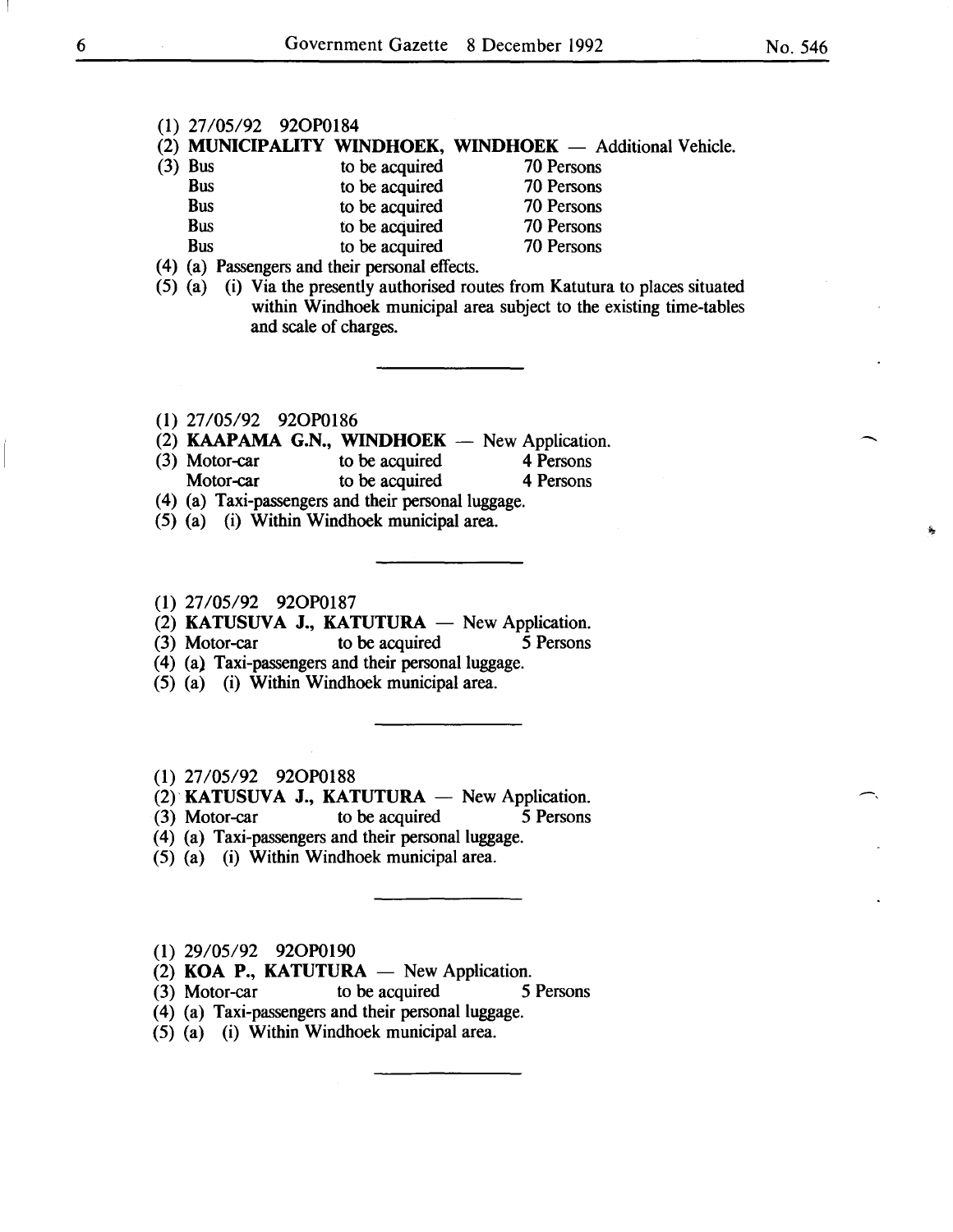(1) 27/05/92 92OP0184

(2) **MUNICIPALITY WINDHOEK, WINDHOEK** — Additional Vehicle.

(3) Bus to be acquired 70 Persons
Bus to be acquired 70 Persons
Bus to be acquired 70 Persons
Bus to be acquired 70 Persons
Bus to be acquired 70 Persons

(4) (a) Passengers and their personal effects.

(5) (a) (i) Via the presently authorised routes from Katutura to places situated within Windhoek municipal area subject to the existing time-tables and scale of charges.

---

(1) 27/05/92 92OP0186

(2) **KAAPAMA G.N., WINDHOEK** — New Application.

(3) Motor-car to be acquired 4 Persons
Motor-car to be acquired 4 Persons

(4) (a) Taxi-passengers and their personal luggage.

(5) (a) (i) Within Windhoek municipal area.

---

(1) 27/05/92 92OP0187

(2) **KATUSUVA J., KATUTURA** — New Application.

(3) Motor-car to be acquired 5 Persons

(4) (a) Taxi-passengers and their personal luggage.

(5) (a) (i) Within Windhoek municipal area.

---

(1) 27/05/92 92OP0188

(2) **KATUSUVA J., KATUTURA** — New Application.

(3) Motor-car to be acquired 5 Persons

(4) (a) Taxi-passengers and their personal luggage.

(5) (a) (i) Within Windhoek municipal area.

---

(1) 29/05/92 92OP0190

(2) **KOA P., KATUTURA** — New Application.

(3) Motor-car to be acquired 5 Persons

(4) (a) Taxi-passengers and their personal luggage.

(5) (a) (i) Within Windhoek municipal area.

---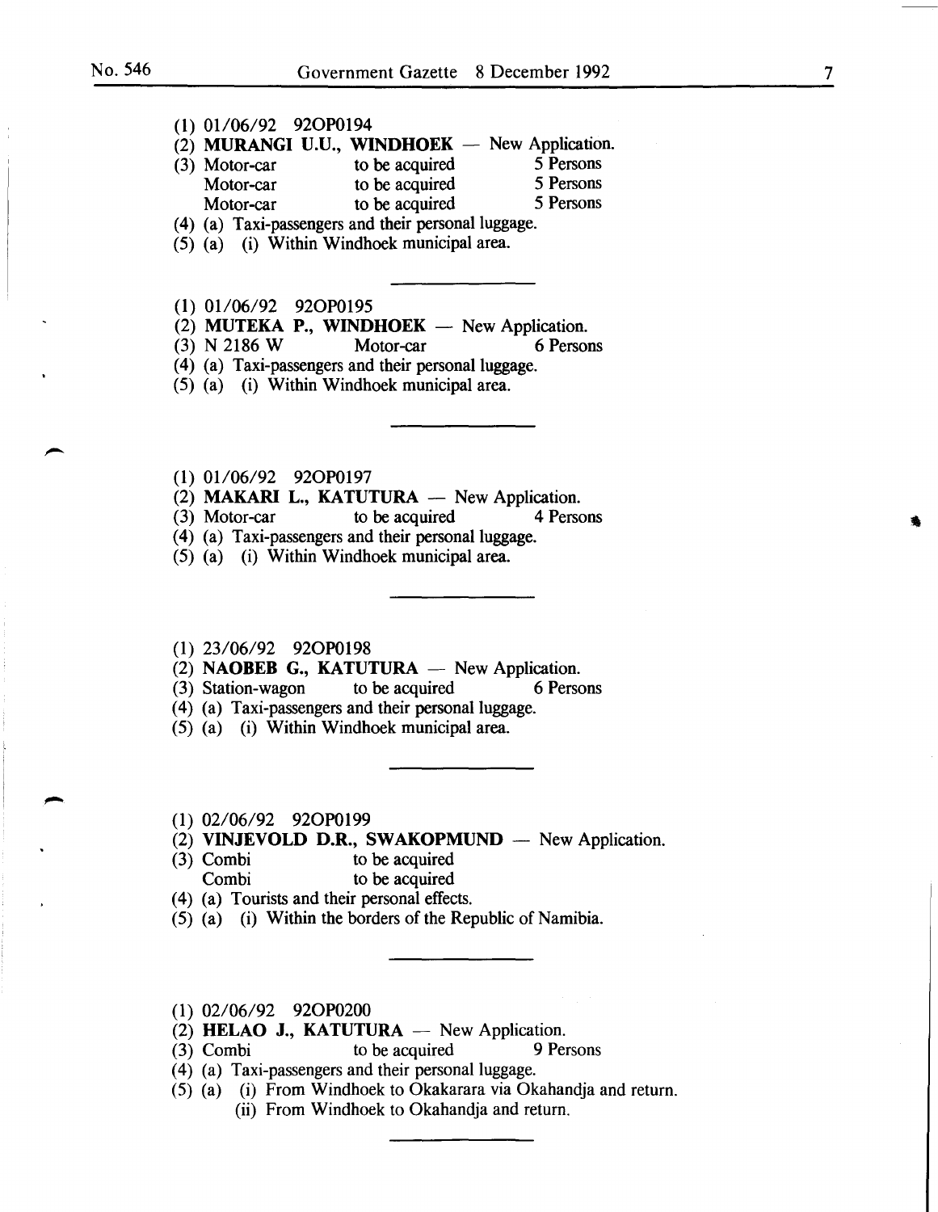(1) 01/06/92 92OP0194
(2) **MURANGI U.U., WINDHOEK** — New Application.
(3) Motor-car to be acquired 5 Persons
Motor-car to be acquired 5 Persons
Motor-car to be acquired 5 Persons
(4) (a) Taxi-passengers and their personal luggage.
(5) (a) (i) Within Windhoek municipal area.

---

(1) 01/06/92 92OP0195
(2) **MUTEKA P., WINDHOEK** — New Application.
(3) N 2186 W Motor-car 6 Persons
(4) (a) Taxi-passengers and their personal luggage.
(5) (a) (i) Within Windhoek municipal area.

---

(1) 01/06/92 92OP0197
(2) **MAKARI L., KATUTURA** — New Application.
(3) Motor-car to be acquired 4 Persons
(4) (a) Taxi-passengers and their personal luggage.
(5) (a) (i) Within Windhoek municipal area.

---

(1) 23/06/92 92OP0198
(2) **NAOBEB G., KATUTURA** — New Application.
(3) Station-wagon to be acquired 6 Persons
(4) (a) Taxi-passengers and their personal luggage.
(5) (a) (i) Within Windhoek municipal area.

---

(1) 02/06/92 92OP0199
(2) **VINJEVOLD D.R., SWAKOPMUND** — New Application.
(3) Combi to be acquired
Combi to be acquired
(4) (a) Tourists and their personal effects.
(5) (a) (i) Within the borders of the Republic of Namibia.

---

(1) 02/06/92 92OP0200
(2) **HELAO J., KATUTURA** — New Application.
(3) Combi to be acquired 9 Persons
(4) (a) Taxi-passengers and their personal luggage.
(5) (a) (i) From Windhoek to Okakarara via Okahandja and return.
(ii) From Windhoek to Okahandja and return.

---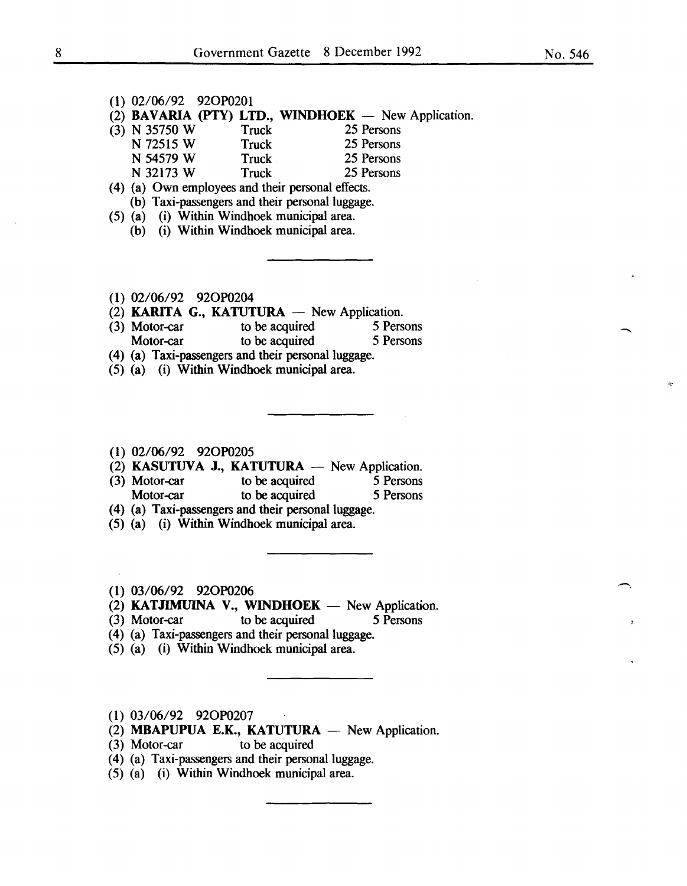(1) 02/06/92 92OP0201

(2) **BAVARIA (PTY) LTD., WINDHOEK** — New Application.

(3) N 35750 W Truck 25 Persons
N 72515 W Truck 25 Persons
N 54579 W Truck 25 Persons
N 32173 W Truck 25 Persons

(4) (a) Own employees and their personal effects.
(b) Taxi-passengers and their personal luggage.

(5) (a) (i) Within Windhoek municipal area.
(b) (i) Within Windhoek municipal area.

---

(1) 02/06/92 92OP0204

(2) **KARITA G., KATUTURA** — New Application.

(3) Motor-car to be acquired 5 Persons
Motor-car to be acquired 5 Persons

(4) (a) Taxi-passengers and their personal luggage.

(5) (a) (i) Within Windhoek municipal area.

---

(1) 02/06/92 92OP0205

(2) **KASUTUVA J., KATUTURA** — New Application.

(3) Motor-car to be acquired 5 Persons
Motor-car to be acquired 5 Persons

(4) (a) Taxi-passengers and their personal luggage.

(5) (a) (i) Within Windhoek municipal area.

---

(1) 03/06/92 92OP0206

(2) **KATJIMUINA V., WINDHOEK** — New Application.

(3) Motor-car to be acquired 5 Persons

(4) (a) Taxi-passengers and their personal luggage.

(5) (a) (i) Within Windhoek municipal area.

---

(1) 03/06/92 92OP0207

(2) **MBAPUPUA E.K., KATUTURA** — New Application.

(3) Motor-car to be acquired

(4) (a) Taxi-passengers and their personal luggage.

(5) (a) (i) Within Windhoek municipal area.

---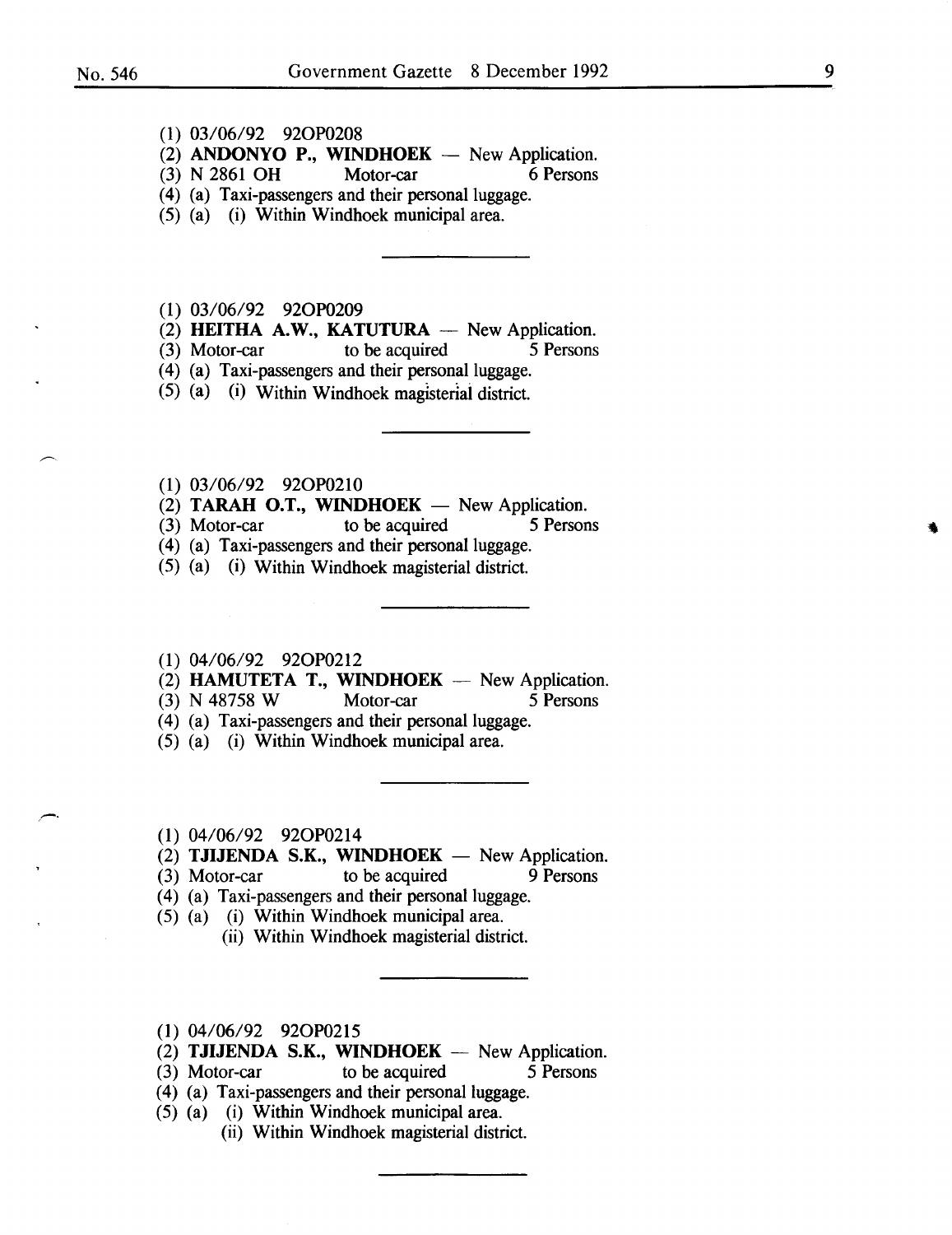(1) 03/06/92 92OP0208
(2) **ANDONYO P., WINDHOEK** — New Application.
(3) N 2861 OH Motor-car 6 Persons
(4) (a) Taxi-passengers and their personal luggage.
(5) (a) (i) Within Windhoek municipal area.

---

(1) 03/06/92 92OP0209
(2) **HEITHA A.W., KATUTURA** — New Application.
(3) Motor-car to be acquired 5 Persons
(4) (a) Taxi-passengers and their personal luggage.
(5) (a) (i) Within Windhoek magisterial district.

---

(1) 03/06/92 92OP0210
(2) **TARAH O.T., WINDHOEK** — New Application.
(3) Motor-car to be acquired 5 Persons
(4) (a) Taxi-passengers and their personal luggage.
(5) (a) (i) Within Windhoek magisterial district.

---

(1) 04/06/92 92OP0212
(2) **HAMUTETA T., WINDHOEK** — New Application.
(3) N 48758 W Motor-car 5 Persons
(4) (a) Taxi-passengers and their personal luggage.
(5) (a) (i) Within Windhoek municipal area.

---

(1) 04/06/92 92OP0214
(2) **TJIJENDA S.K., WINDHOEK** — New Application.
(3) Motor-car to be acquired 9 Persons
(4) (a) Taxi-passengers and their personal luggage.
(5) (a) (i) Within Windhoek municipal area.
(ii) Within Windhoek magisterial district.

---

(1) 04/06/92 92OP0215
(2) **TJIJENDA S.K., WINDHOEK** — New Application.
(3) Motor-car to be acquired 5 Persons
(4) (a) Taxi-passengers and their personal luggage.
(5) (a) (i) Within Windhoek municipal area.
(ii) Within Windhoek magisterial district.

---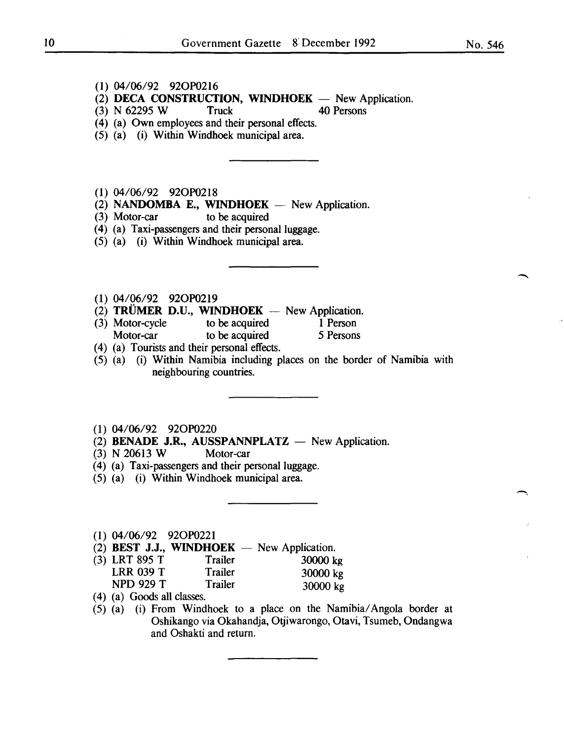(1) 04/06/92 92OP0216

(2) **DECA CONSTRUCTION, WINDHOEK** — New Application.

(3) N 62295 W Truck 40 Persons

(4) (a) Own employees and their personal effects.

(5) (a) (i) Within Windhoek municipal area.

---

(1) 04/06/92 92OP0218

(2) **NANDOMBA E., WINDHOEK** — New Application.

(3) Motor-car to be acquired

(4) (a) Taxi-passengers and their personal luggage.

(5) (a) (i) Within Windhoek municipal area.

---

(1) 04/06/92 92OP0219

(2) **TRÜMER D.U., WINDHOEK** — New Application.

(3) Motor-cycle to be acquired 1 Person
Motor-car to be acquired 5 Persons

(4) (a) Tourists and their personal effects.

(5) (a) (i) Within Namibia including places on the border of Namibia with neighbouring countries.

---

(1) 04/06/92 92OP0220

(2) **BENADE J.R., AUSSPANNPLATZ** — New Application.

(3) N 20613 W Motor-car

(4) (a) Taxi-passengers and their personal luggage.

(5) (a) (i) Within Windhoek municipal area.

---

(1) 04/06/92 92OP0221

(2) **BEST J.J., WINDHOEK** — New Application.

(3) LRT 895 T Trailer 30000 kg
LRR 039 T Trailer 30000 kg
NPD 929 T Trailer 30000 kg

(4) (a) Goods all classes.

(5) (a) (i) From Windhoek to a place on the Namibia/Angola border at Oshikango via Okahandja, Otjiwarongo, Otavi, Tsumeb, Ondangwa and Oshakti and return.

---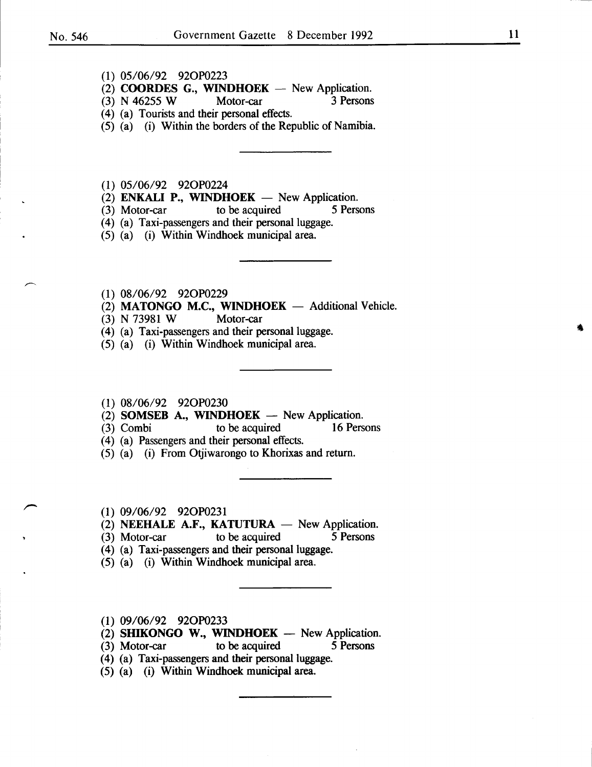(1) 05/06/92 92OP0223
(2) **COORDES G., WINDHOEK** — New Application.
(3) N 46255 W Motor-car 3 Persons
(4) (a) Tourists and their personal effects.
(5) (a) (i) Within the borders of the Republic of Namibia.

---

(1) 05/06/92 92OP0224
(2) **ENKALI P., WINDHOEK** — New Application.
(3) Motor-car to be acquired 5 Persons
(4) (a) Taxi-passengers and their personal luggage.
(5) (a) (i) Within Windhoek municipal area.

---

(1) 08/06/92 92OP0229
(2) **MATONGO M.C., WINDHOEK** — Additional Vehicle.
(3) N 73981 W Motor-car
(4) (a) Taxi-passengers and their personal luggage.
(5) (a) (i) Within Windhoek municipal area.

---

(1) 08/06/92 92OP0230
(2) **SOMSEB A., WINDHOEK** — New Application.
(3) Combi to be acquired 16 Persons
(4) (a) Passengers and their personal effects.
(5) (a) (i) From Otjiwarongo to Khorixas and return.

---

(1) 09/06/92 92OP0231
(2) **NEEHALE A.F., KATUTURA** — New Application.
(3) Motor-car to be acquired 5 Persons
(4) (a) Taxi-passengers and their personal luggage.
(5) (a) (i) Within Windhoek municipal area.

---

(1) 09/06/92 92OP0233
(2) **SHIKONGO W., WINDHOEK** — New Application.
(3) Motor-car to be acquired 5 Persons
(4) (a) Taxi-passengers and their personal luggage.
(5) (a) (i) Within Windhoek municipal area.

---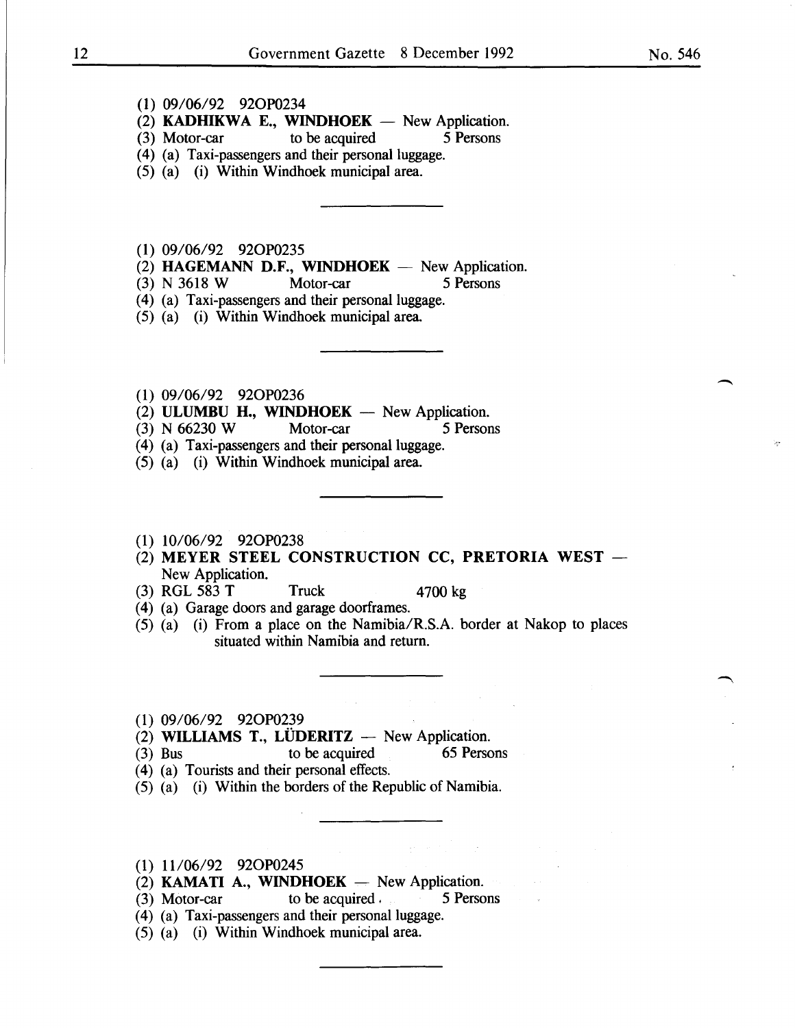(1) 09/06/92 92OP0234
(2) **KADHIKWA E., WINDHOEK** — New Application.
(3) Motor-car to be acquired 5 Persons
(4) (a) Taxi-passengers and their personal luggage.
(5) (a) (i) Within Windhoek municipal area.

---

(1) 09/06/92 92OP0235
(2) **HAGEMANN D.F., WINDHOEK** — New Application.
(3) N 3618 W Motor-car 5 Persons
(4) (a) Taxi-passengers and their personal luggage.
(5) (a) (i) Within Windhoek municipal area.

---

(1) 09/06/92 92OP0236
(2) **ULUMBU H., WINDHOEK** — New Application.
(3) N 66230 W Motor-car 5 Persons
(4) (a) Taxi-passengers and their personal luggage.
(5) (a) (i) Within Windhoek municipal area.

---

(1) 10/06/92 92OP0238
(2) **MEYER STEEL CONSTRUCTION CC, PRETORIA WEST** — New Application.
(3) RGL 583 T Truck 4700 kg
(4) (a) Garage doors and garage doorframes.
(5) (a) (i) From a place on the Namibia/R.S.A. border at Nakop to places situated within Namibia and return.

---

(1) 09/06/92 92OP0239
(2) **WILLIAMS T., LÜDERITZ** — New Application.
(3) Bus to be acquired 65 Persons
(4) (a) Tourists and their personal effects.
(5) (a) (i) Within the borders of the Republic of Namibia.

---

(1) 11/06/92 92OP0245
(2) **KAMATI A., WINDHOEK** — New Application.
(3) Motor-car to be acquired 5 Persons
(4) (a) Taxi-passengers and their personal luggage.
(5) (a) (i) Within Windhoek municipal area.

---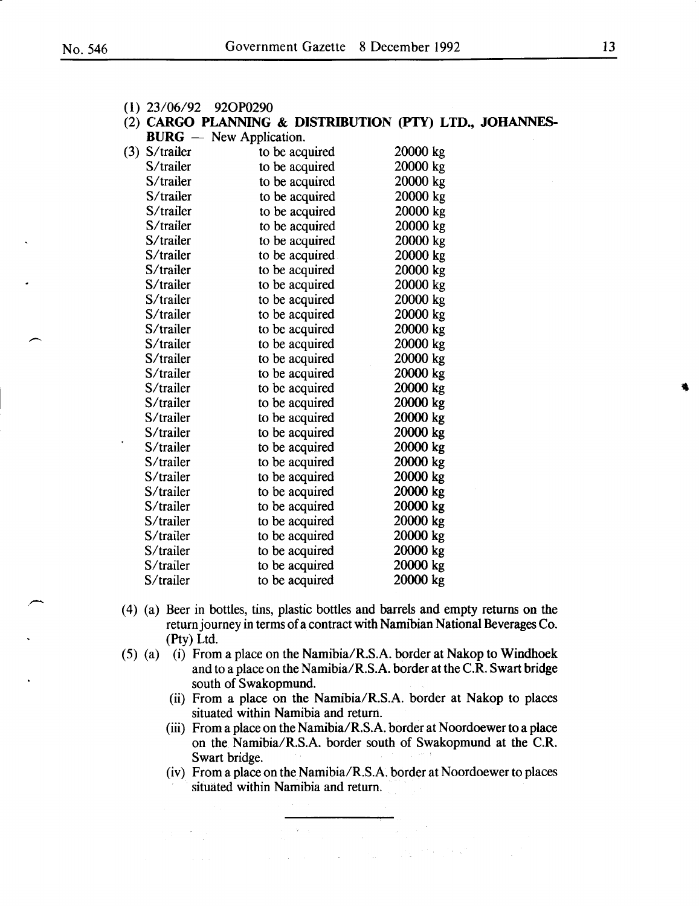(1) 23/06/92 92OP0290

(2) **CARGO PLANNING & DISTRIBUTION (PTY) LTD., JOHANNESBURG** — New Application.

(3)

| | | |
|---|---|---|
| S/trailer | to be acquired | 20000 kg |
| S/trailer | to be acquired | 20000 kg |
| S/trailer | to be acquired | 20000 kg |
| S/trailer | to be acquired | 20000 kg |
| S/trailer | to be acquired | 20000 kg |
| S/trailer | to be acquired | 20000 kg |
| S/trailer | to be acquired | 20000 kg |
| S/trailer | to be acquired | 20000 kg |
| S/trailer | to be acquired | 20000 kg |
| S/trailer | to be acquired | 20000 kg |
| S/trailer | to be acquired | 20000 kg |
| S/trailer | to be acquired | 20000 kg |
| S/trailer | to be acquired | 20000 kg |
| S/trailer | to be acquired | 20000 kg |
| S/trailer | to be acquired | 20000 kg |
| S/trailer | to be acquired | 20000 kg |
| S/trailer | to be acquired | 20000 kg |
| S/trailer | to be acquired | 20000 kg |
| S/trailer | to be acquired | 20000 kg |
| S/trailer | to be acquired | 20000 kg |
| S/trailer | to be acquired | 20000 kg |
| S/trailer | to be acquired | 20000 kg |
| S/trailer | to be acquired | 20000 kg |
| S/trailer | to be acquired | 20000 kg |
| S/trailer | to be acquired | 20000 kg |
| S/trailer | to be acquired | 20000 kg |
| S/trailer | to be acquired | 20000 kg |
| S/trailer | to be acquired | 20000 kg |
| S/trailer | to be acquired | 20000 kg |
| S/trailer | to be acquired | 20000 kg |

(4) (a) Beer in bottles, tins, plastic bottles and barrels and empty returns on the return journey in terms of a contract with Namibian National Beverages Co. (Pty) Ltd.

(5) (a) (i) From a place on the Namibia/R.S.A. border at Nakop to Windhoek and to a place on the Namibia/R.S.A. border at the C.R. Swart bridge south of Swakopmund.

(ii) From a place on the Namibia/R.S.A. border at Nakop to places situated within Namibia and return.

(iii) From a place on the Namibia/R.S.A. border at Noordoewer to a place on the Namibia/R.S.A. border south of Swakopmund at the C.R. Swart bridge.

(iv) From a place on the Namibia/R.S.A. border at Noordoewer to places situated within Namibia and return.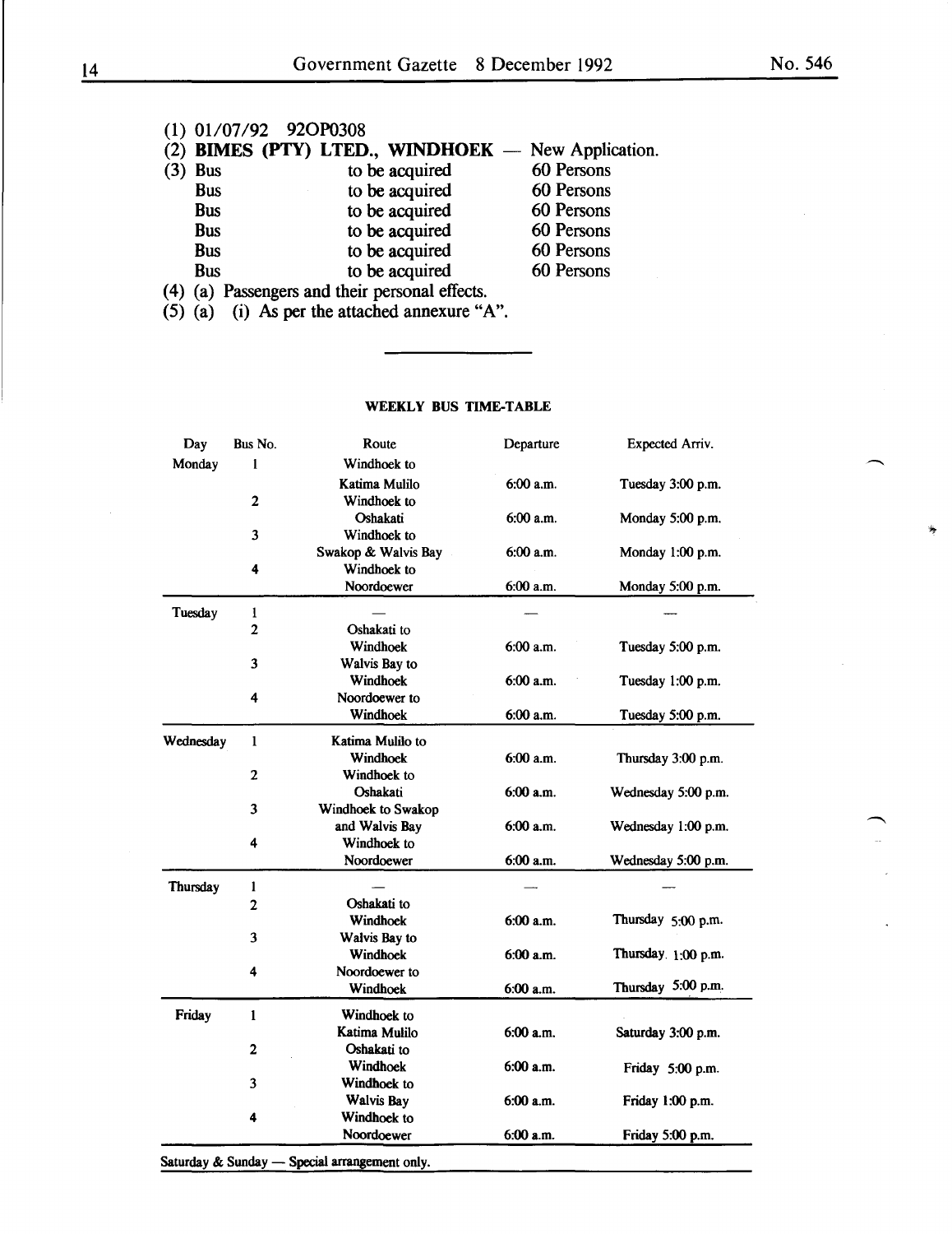(1) 01/07/92 92OP0308

(2) **BIMES (PTY) LTED., WINDHOEK** — New Application.

| (3) Bus | to be acquired | 60 Persons |
|---|---|---|
| Bus | to be acquired | 60 Persons |
| Bus | to be acquired | 60 Persons |
| Bus | to be acquired | 60 Persons |
| Bus | to be acquired | 60 Persons |
| Bus | to be acquired | 60 Persons |

(4) (a) Passengers and their personal effects.

(5) (a) (i) As per the attached annexure "A".

---

**WEEKLY BUS TIME-TABLE**

| Day | Bus No. | Route | Departure | Expected Arriv. |
|---|---|---|---|---|
| Monday | 1 | Windhoek to Katima Mulilo | 6:00 a.m. | Tuesday 3:00 p.m. |
| | 2 | Windhoek to Oshakati | 6:00 a.m. | Monday 5:00 p.m. |
| | 3 | Windhoek to Swakop & Walvis Bay | 6:00 a.m. | Monday 1:00 p.m. |
| | 4 | Windhoek to Noordoewer | 6:00 a.m. | Monday 5:00 p.m. |
| Tuesday | 1 | — | — | — |
| | 2 | Oshakati to Windhoek | 6:00 a.m. | Tuesday 5:00 p.m. |
| | 3 | Walvis Bay to Windhoek | 6:00 a.m. | Tuesday 1:00 p.m. |
| | 4 | Noordoewer to Windhoek | 6:00 a.m. | Tuesday 5:00 p.m. |
| Wednesday | 1 | Katima Mulilo to Windhoek | 6:00 a.m. | Thursday 3:00 p.m. |
| | 2 | Windhoek to Oshakati | 6:00 a.m. | Wednesday 5:00 p.m. |
| | 3 | Windhoek to Swakop and Walvis Bay | 6:00 a.m. | Wednesday 1:00 p.m. |
| | 4 | Windhoek to Noordoewer | 6:00 a.m. | Wednesday 5:00 p.m. |
| Thursday | 1 | — | — | — |
| | 2 | Oshakati to Windhoek | 6:00 a.m. | Thursday 5:00 p.m. |
| | 3 | Walvis Bay to Windhoek | 6:00 a.m. | Thursday 1:00 p.m. |
| | 4 | Noordoewer to Windhoek | 6:00 a.m. | Thursday 5:00 p.m. |
| Friday | 1 | Windhoek to Katima Mulilo | 6:00 a.m. | Saturday 3:00 p.m. |
| | 2 | Oshakati to Windhoek | 6:00 a.m. | Friday 5:00 p.m. |
| | 3 | Windhoek to Walvis Bay | 6:00 a.m. | Friday 1:00 p.m. |
| | 4 | Windhoek to Noordoewer | 6:00 a.m. | Friday 5:00 p.m. |

Saturday & Sunday — Special arrangement only.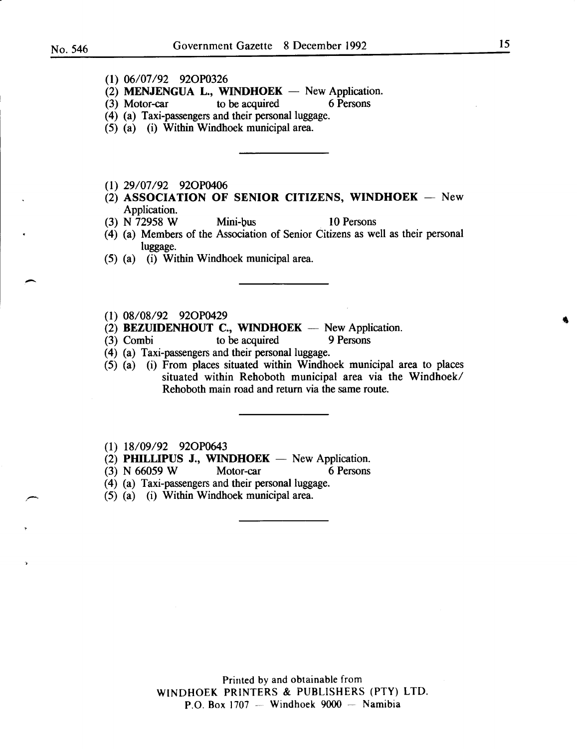(1) 06/07/92 92OP0326

(2) **MENJENGUA L., WINDHOEK** — New Application.

(3) Motor-car to be acquired 6 Persons

(4) (a) Taxi-passengers and their personal luggage.

(5) (a) (i) Within Windhoek municipal area.

---

(1) 29/07/92 92OP0406

(2) **ASSOCIATION OF SENIOR CITIZENS, WINDHOEK** — New Application.

(3) N 72958 W Mini-bus 10 Persons

(4) (a) Members of the Association of Senior Citizens as well as their personal luggage.

(5) (a) (i) Within Windhoek municipal area.

---

(1) 08/08/92 92OP0429

(2) **BEZUIDENHOUT C., WINDHOEK** — New Application.

(3) Combi to be acquired 9 Persons

(4) (a) Taxi-passengers and their personal luggage.

(5) (a) (i) From places situated within Windhoek municipal area to places situated within Rehoboth municipal area via the Windhoek/Rehoboth main road and return via the same route.

---

(1) 18/09/92 92OP0643

(2) **PHILLIPUS J., WINDHOEK** — New Application.

(3) N 66059 W Motor-car 6 Persons

(4) (a) Taxi-passengers and their personal luggage.

(5) (a) (i) Within Windhoek municipal area.

---

Printed by and obtainable from
WINDHOEK PRINTERS & PUBLISHERS (PTY) LTD.
P.O. Box 1707 — Windhoek 9000 — Namibia